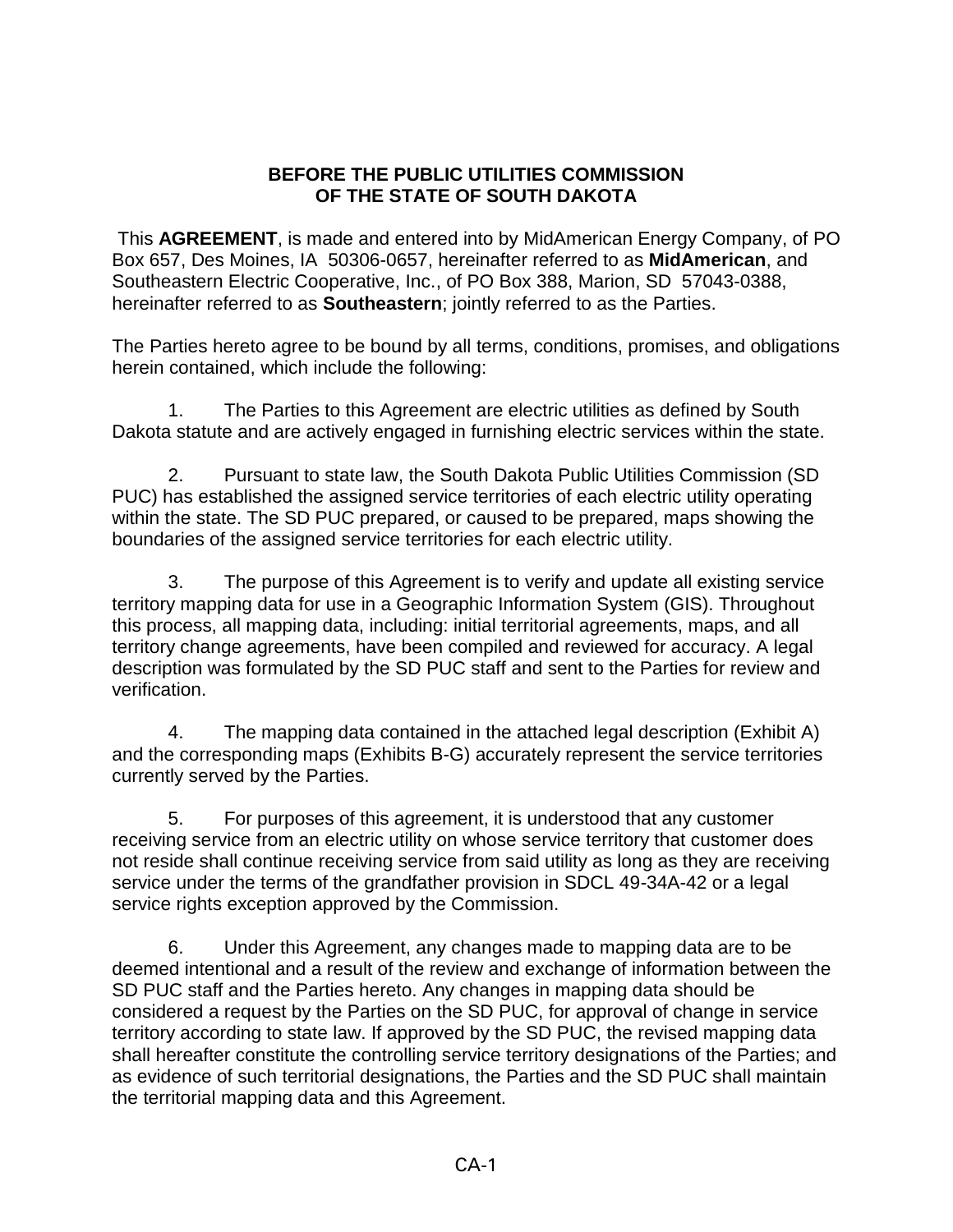**BEFORE THE PUBLIC UTILITIES COMMISSION**
**OF THE STATE OF SOUTH DAKOTA**

This **AGREEMENT**, is made and entered into by MidAmerican Energy Company, of PO Box 657, Des Moines, IA 50306-0657, hereinafter referred to as **MidAmerican**, and Southeastern Electric Cooperative, Inc., of PO Box 388, Marion, SD 57043-0388, hereinafter referred to as **Southeastern**; jointly referred to as the Parties.

The Parties hereto agree to be bound by all terms, conditions, promises, and obligations herein contained, which include the following:

1. The Parties to this Agreement are electric utilities as defined by South Dakota statute and are actively engaged in furnishing electric services within the state.

2. Pursuant to state law, the South Dakota Public Utilities Commission (SD PUC) has established the assigned service territories of each electric utility operating within the state. The SD PUC prepared, or caused to be prepared, maps showing the boundaries of the assigned service territories for each electric utility.

3. The purpose of this Agreement is to verify and update all existing service territory mapping data for use in a Geographic Information System (GIS). Throughout this process, all mapping data, including: initial territorial agreements, maps, and all territory change agreements, have been compiled and reviewed for accuracy. A legal description was formulated by the SD PUC staff and sent to the Parties for review and verification.

4. The mapping data contained in the attached legal description (Exhibit A) and the corresponding maps (Exhibits B-G) accurately represent the service territories currently served by the Parties.

5. For purposes of this agreement, it is understood that any customer receiving service from an electric utility on whose service territory that customer does not reside shall continue receiving service from said utility as long as they are receiving service under the terms of the grandfather provision in SDCL 49-34A-42 or a legal service rights exception approved by the Commission.

6. Under this Agreement, any changes made to mapping data are to be deemed intentional and a result of the review and exchange of information between the SD PUC staff and the Parties hereto. Any changes in mapping data should be considered a request by the Parties on the SD PUC, for approval of change in service territory according to state law. If approved by the SD PUC, the revised mapping data shall hereafter constitute the controlling service territory designations of the Parties; and as evidence of such territorial designations, the Parties and the SD PUC shall maintain the territorial mapping data and this Agreement.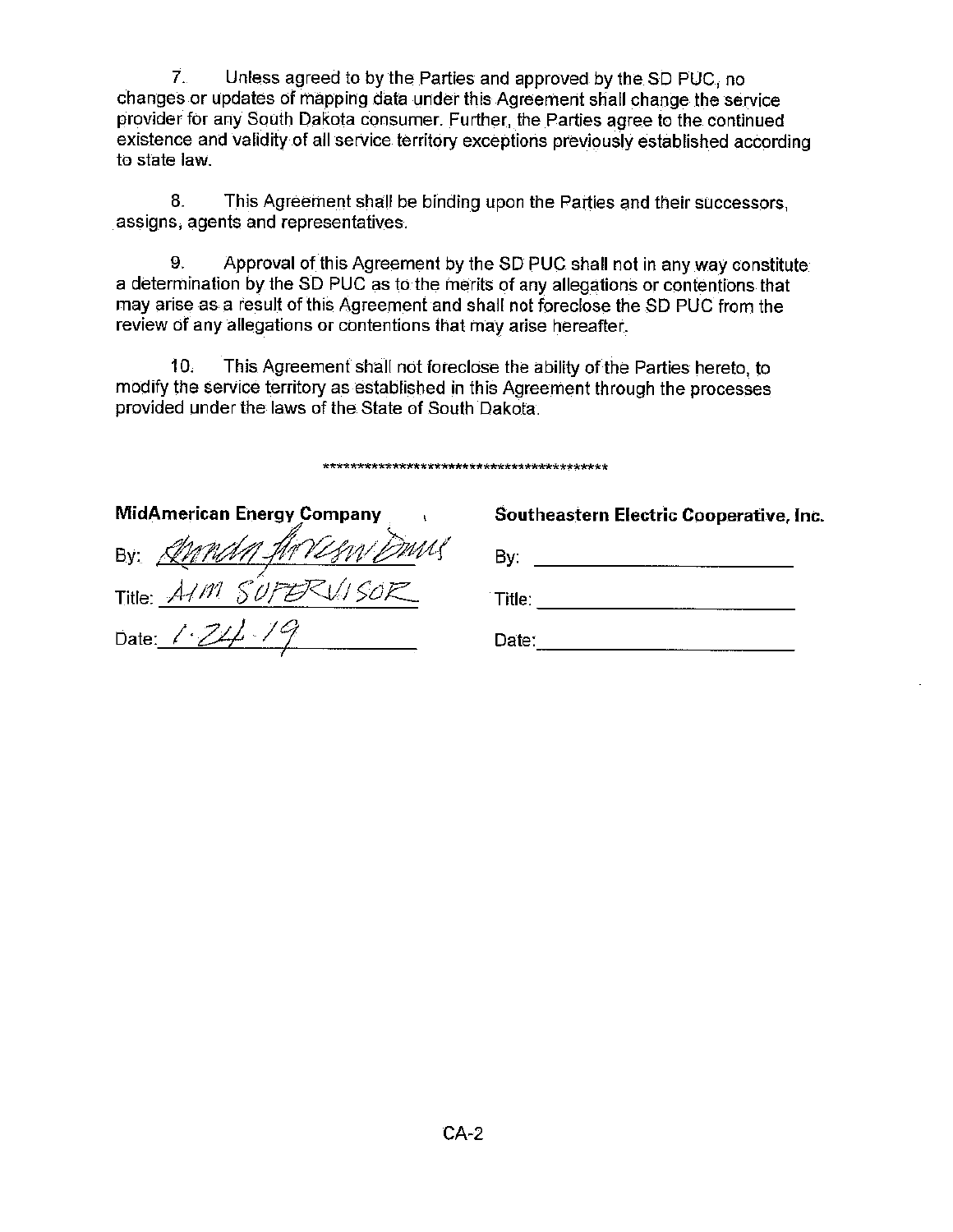7. Unless agreed to by the Parties and approved by the SD PUC, no changes or updates of mapping data under this Agreement shall change the service provider for any South Dakota consumer. Further, the Parties agree to the continued existence and validity of all service territory exceptions previously established according to state law.

8. This Agreement shall be binding upon the Parties and their successors, assigns, agents and representatives.

9. Approval of this Agreement by the SD PUC shall not in any way constitute a determination by the SD PUC as to the merits of any allegations or contentions that may arise as a result of this Agreement and shall not foreclose the SD PUC from the review of any allegations or contentions that may arise hereafter.

10. This Agreement shall not foreclose the ability of the Parties hereto, to modify the service territory as established in this Agreement through the processes provided under the laws of the State of South Dakota.

*******************************************

| **MidAmerican Energy Company** | **Southeastern Electric Cooperative, Inc.** |
|---|---|
| By: *[signature]* | By: ______________________ |
| Title: AIM SUPERVISOR | Title: ______________________ |
| Date: 1-24-19 | Date: ______________________ |

CA-2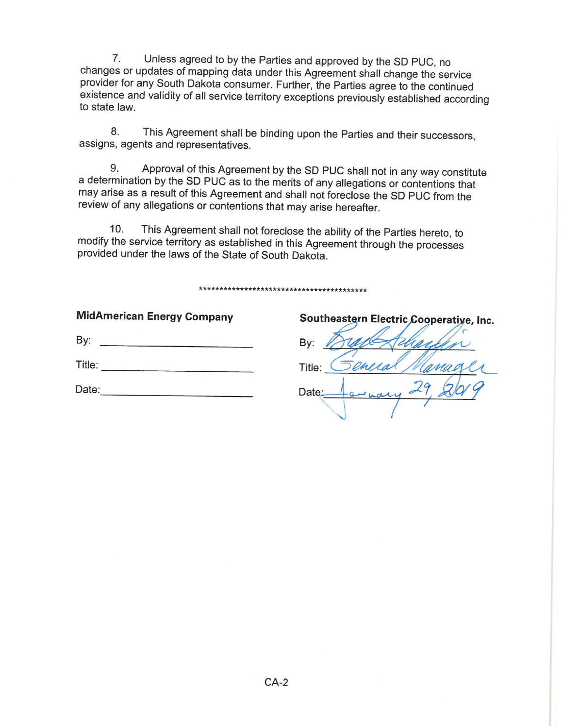7. Unless agreed to by the Parties and approved by the SD PUC, no changes or updates of mapping data under this Agreement shall change the service provider for any South Dakota consumer. Further, the Parties agree to the continued existence and validity of all service territory exceptions previously established according to state law.

8. This Agreement shall be binding upon the Parties and their successors, assigns, agents and representatives.

9. Approval of this Agreement by the SD PUC shall not in any way constitute a determination by the SD PUC as to the merits of any allegations or contentions that may arise as a result of this Agreement and shall not foreclose the SD PUC from the review of any allegations or contentions that may arise hereafter.

10. This Agreement shall not foreclose the ability of the Parties hereto, to modify the service territory as established in this Agreement through the processes provided under the laws of the State of South Dakota.

*******************************************

| **MidAmerican Energy Company** | **Southeastern Electric Cooperative, Inc.** |
|---|---|
| By: ______________________ | By: Brad Schardin |
| Title: ______________________ | Title: General Manager |
| Date: ______________________ | Date: January 29, 2019 |

CA-2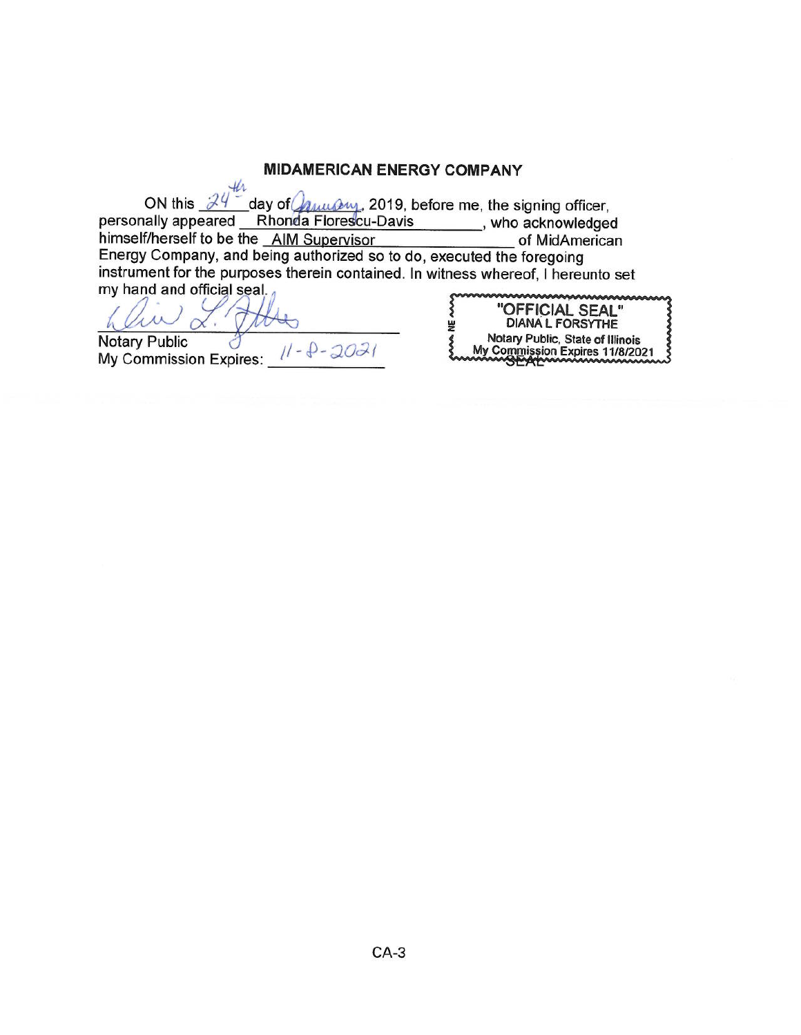**MIDAMERICAN ENERGY COMPANY**

ON this 24th day of January, 2019, before me, the signing officer, personally appeared Rhonda Florescu-Davis, who acknowledged himself/herself to be the AIM Supervisor of MidAmerican Energy Company, and being authorized so to do, executed the foregoing instrument for the purposes therein contained. In witness whereof, I hereunto set my hand and official seal.

Notary Public

My Commission Expires: 11-8-2021

"OFFICIAL SEAL"
DIANA L FORSYTHE
Notary Public, State of Illinois
My Commission Expires 11/8/2021

CA-3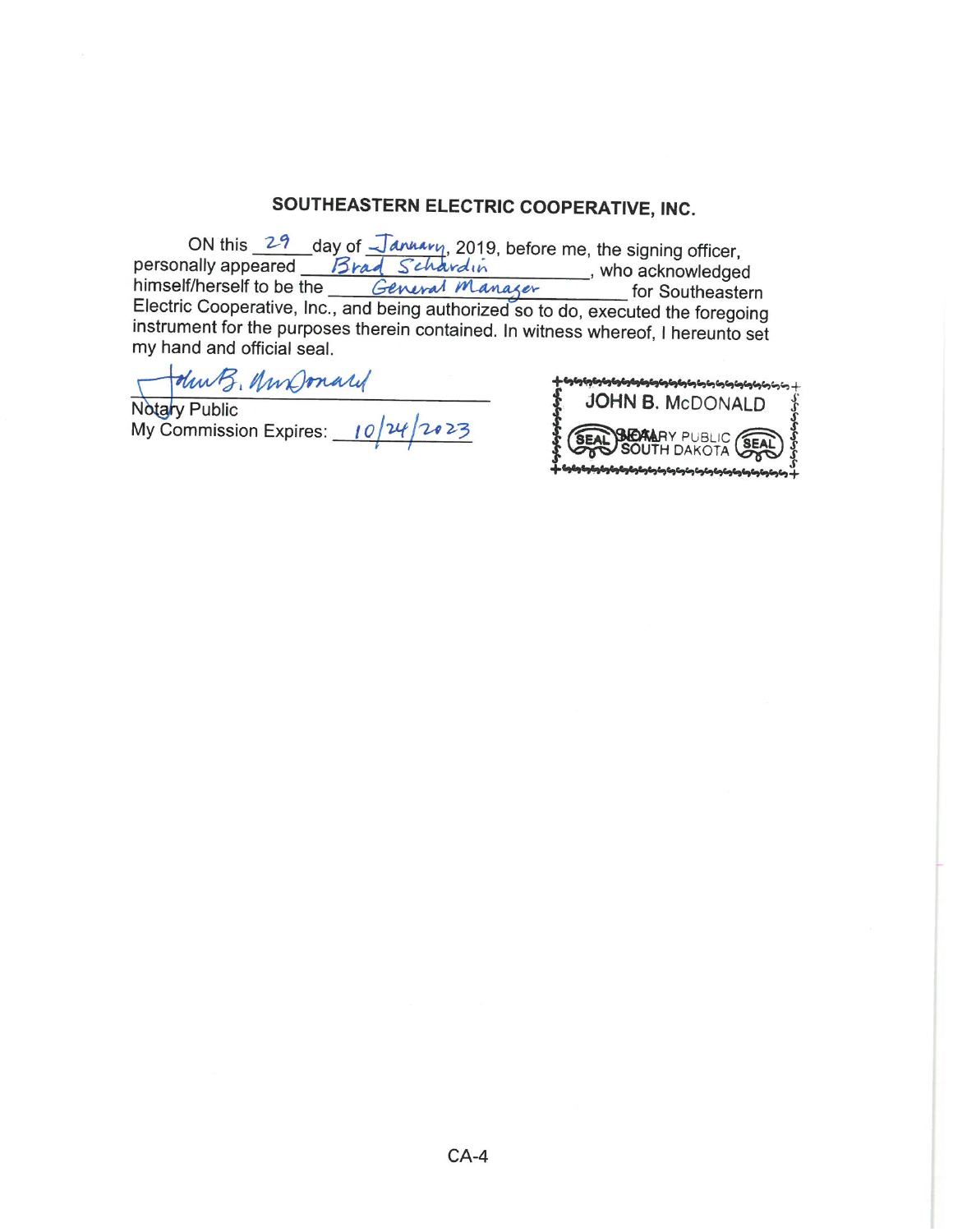## SOUTHEASTERN ELECTRIC COOPERATIVE, INC.

ON this 29 day of January, 2019, before me, the signing officer, personally appeared Brad Schardin, who acknowledged himself/herself to be the General Manager for Southeastern Electric Cooperative, Inc., and being authorized so to do, executed the foregoing instrument for the purposes therein contained. In witness whereof, I hereunto set my hand and official seal.

John B. McDonald
Notary Public
My Commission Expires: 10/24/2023

JOHN B. McDONALD
SEAL NOTARY PUBLIC SOUTH DAKOTA SEAL

CA-4